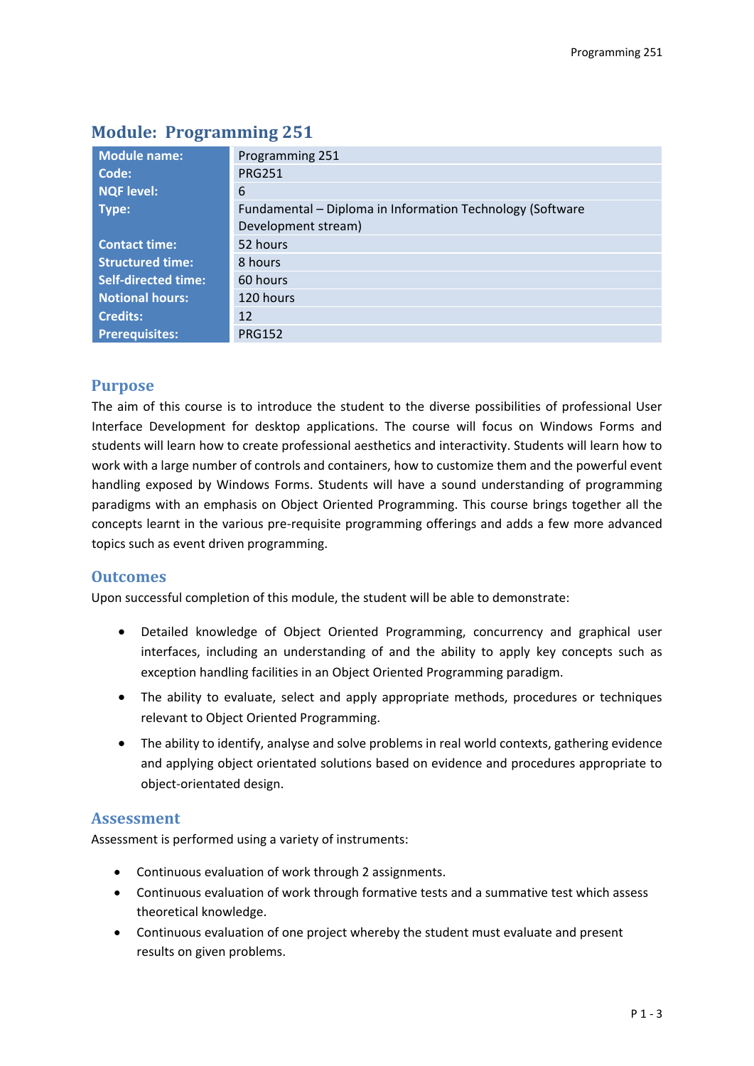## Module: Programming 251

| Module name: | Programming 251 |
|---|---|
| Code: | PRG251 |
| NQF level: | 6 |
| Type: | Fundamental – Diploma in Information Technology (Software Development stream) |
| Contact time: | 52 hours |
| Structured time: | 8 hours |
| Self-directed time: | 60 hours |
| Notional hours: | 120 hours |
| Credits: | 12 |
| Prerequisites: | PRG152 |

### Purpose

The aim of this course is to introduce the student to the diverse possibilities of professional User Interface Development for desktop applications. The course will focus on Windows Forms and students will learn how to create professional aesthetics and interactivity. Students will learn how to work with a large number of controls and containers, how to customize them and the powerful event handling exposed by Windows Forms. Students will have a sound understanding of programming paradigms with an emphasis on Object Oriented Programming. This course brings together all the concepts learnt in the various pre-requisite programming offerings and adds a few more advanced topics such as event driven programming.

### Outcomes

Upon successful completion of this module, the student will be able to demonstrate:

- Detailed knowledge of Object Oriented Programming, concurrency and graphical user interfaces, including an understanding of and the ability to apply key concepts such as exception handling facilities in an Object Oriented Programming paradigm.
- The ability to evaluate, select and apply appropriate methods, procedures or techniques relevant to Object Oriented Programming.
- The ability to identify, analyse and solve problems in real world contexts, gathering evidence and applying object orientated solutions based on evidence and procedures appropriate to object-orientated design.

### Assessment

Assessment is performed using a variety of instruments:

- Continuous evaluation of work through 2 assignments.
- Continuous evaluation of work through formative tests and a summative test which assess theoretical knowledge.
- Continuous evaluation of one project whereby the student must evaluate and present results on given problems.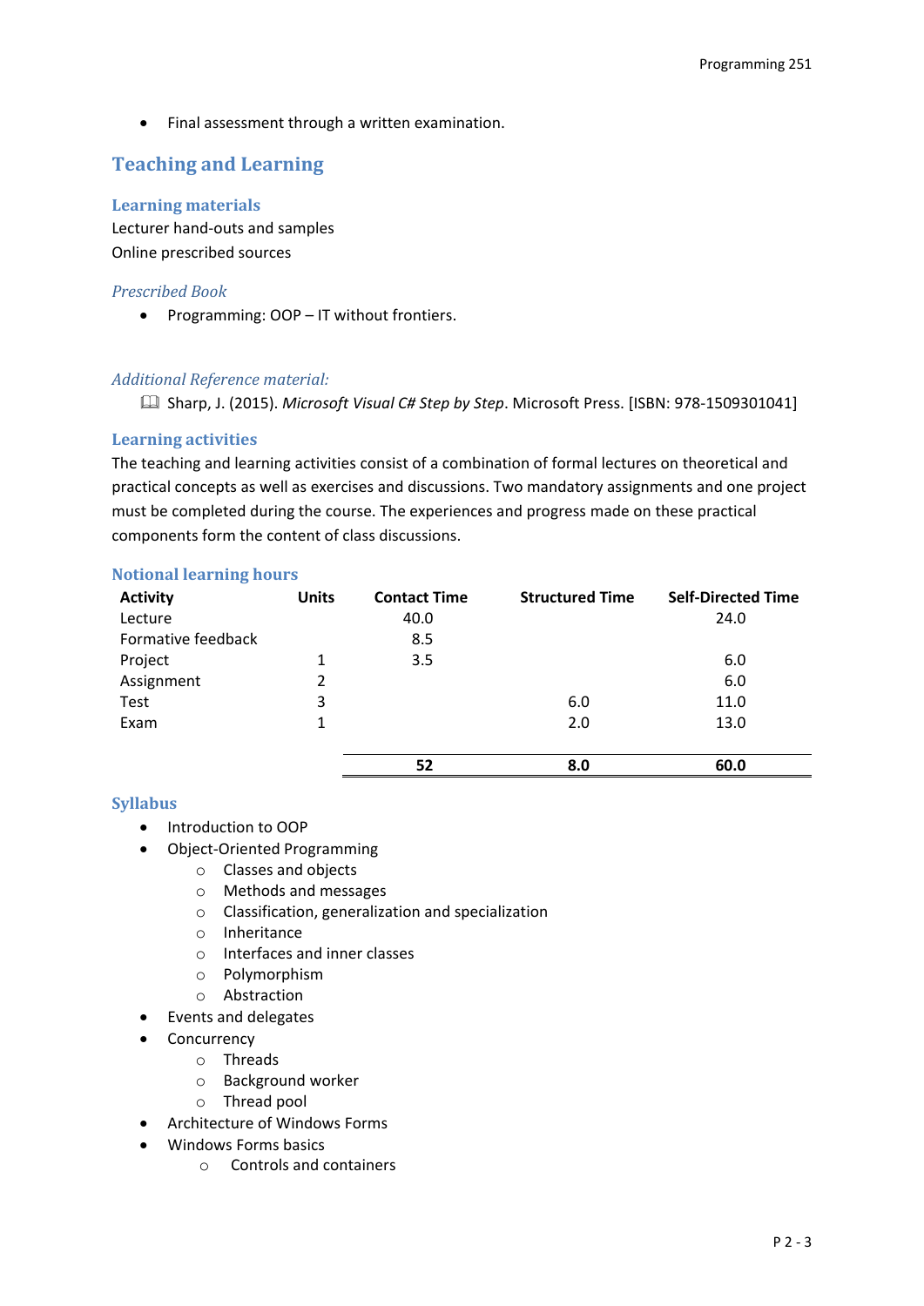- Final assessment through a written examination.

## Teaching and Learning

### Learning materials

Lecturer hand-outs and samples
Online prescribed sources

#### *Prescribed Book*

- Programming: OOP – IT without frontiers.

#### *Additional Reference material:*

📖 Sharp, J. (2015). *Microsoft Visual C# Step by Step*. Microsoft Press. [ISBN: 978-1509301041]

### Learning activities

The teaching and learning activities consist of a combination of formal lectures on theoretical and practical concepts as well as exercises and discussions. Two mandatory assignments and one project must be completed during the course. The experiences and progress made on these practical components form the content of class discussions.

### Notional learning hours

| Activity | Units | Contact Time | Structured Time | Self-Directed Time |
|---|---|---|---|---|
| Lecture | | 40.0 | | 24.0 |
| Formative feedback | | 8.5 | | |
| Project | 1 | 3.5 | | 6.0 |
| Assignment | 2 | | | 6.0 |
| Test | 3 | | 6.0 | 11.0 |
| Exam | 1 | | 2.0 | 13.0 |
| | | **52** | **8.0** | **60.0** |

### Syllabus

- Introduction to OOP
- Object-Oriented Programming
  - Classes and objects
  - Methods and messages
  - Classification, generalization and specialization
  - Inheritance
  - Interfaces and inner classes
  - Polymorphism
  - Abstraction
- Events and delegates
- Concurrency
  - Threads
  - Background worker
  - Thread pool
- Architecture of Windows Forms
- Windows Forms basics
  - Controls and containers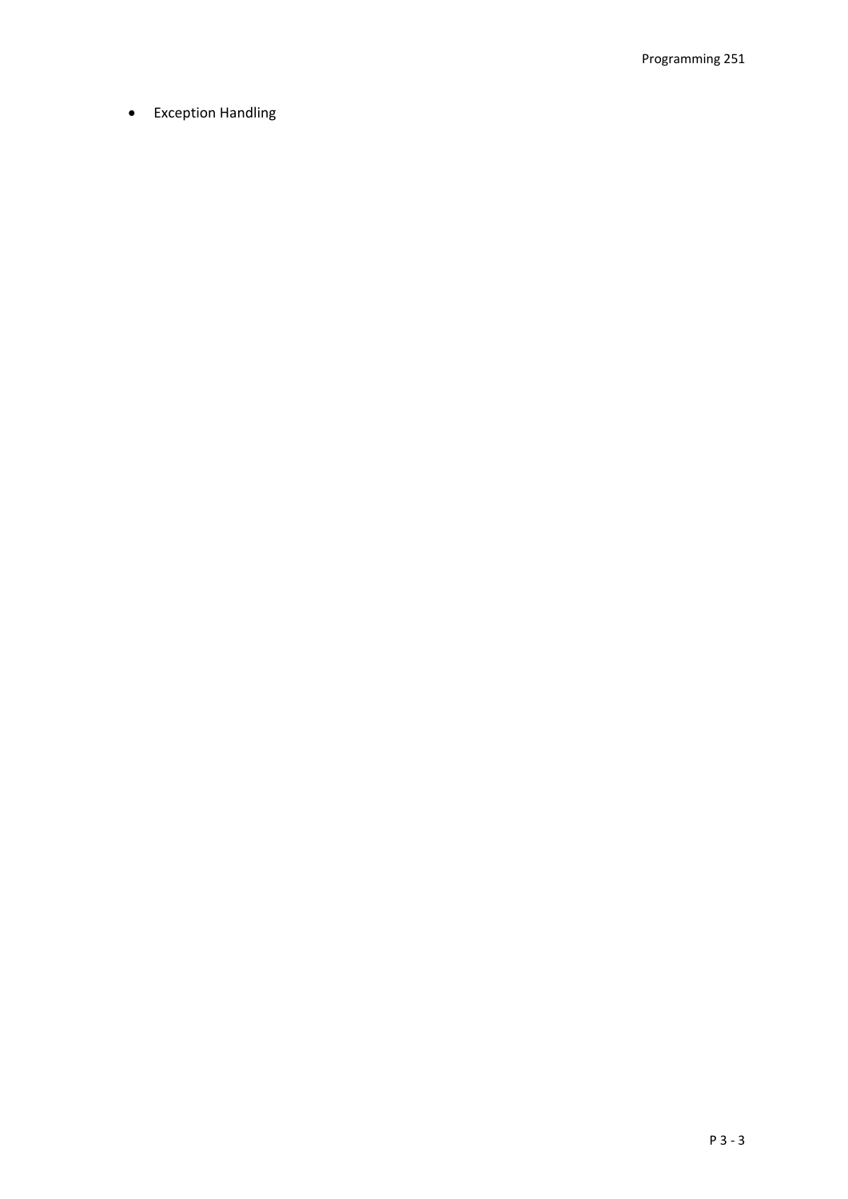- Exception Handling